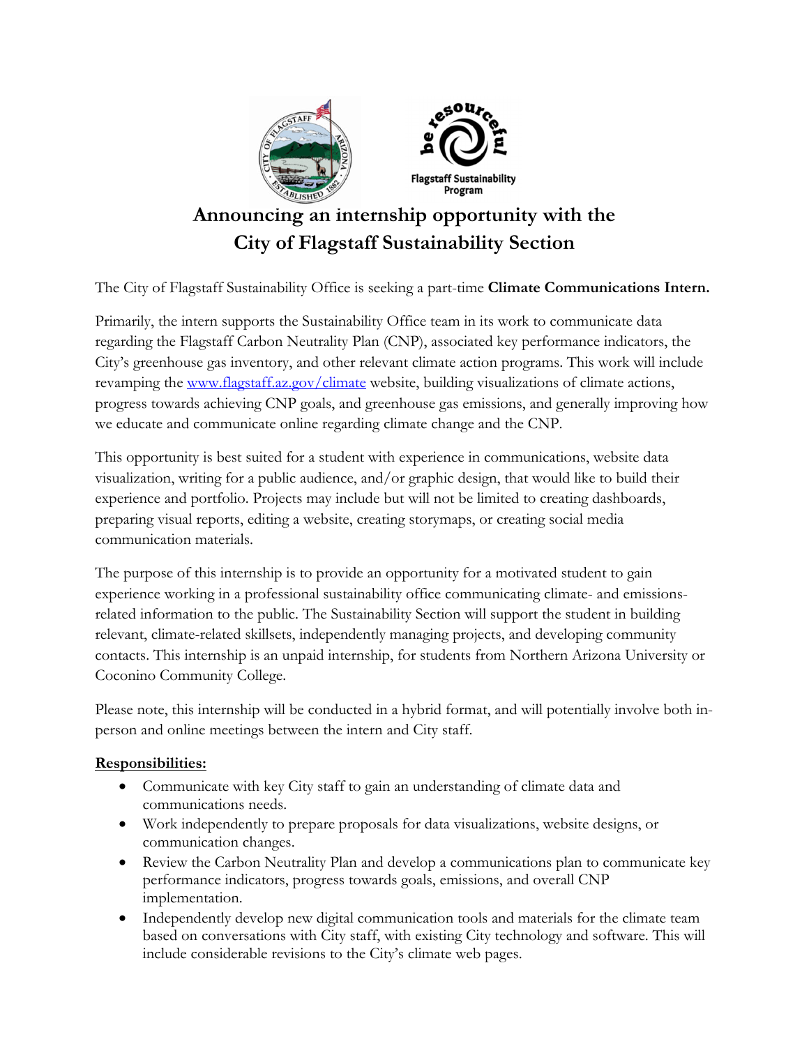# Announcing an internship opportunity with the City of Flagstaff Sustainability Section

The City of Flagstaff Sustainability Office is seeking a part-time **Climate Communications Intern.**

Primarily, the intern supports the Sustainability Office team in its work to communicate data regarding the Flagstaff Carbon Neutrality Plan (CNP), associated key performance indicators, the City's greenhouse gas inventory, and other relevant climate action programs. This work will include revamping the [www.flagstaff.az.gov/climate](http://www.flagstaff.az.gov/climate) website, building visualizations of climate actions, progress towards achieving CNP goals, and greenhouse gas emissions, and generally improving how we educate and communicate online regarding climate change and the CNP.

This opportunity is best suited for a student with experience in communications, website data visualization, writing for a public audience, and/or graphic design, that would like to build their experience and portfolio. Projects may include but will not be limited to creating dashboards, preparing visual reports, editing a website, creating storymaps, or creating social media communication materials.

The purpose of this internship is to provide an opportunity for a motivated student to gain experience working in a professional sustainability office communicating climate- and emissions-related information to the public. The Sustainability Section will support the student in building relevant, climate-related skillsets, independently managing projects, and developing community contacts. This internship is an unpaid internship, for students from Northern Arizona University or Coconino Community College.

Please note, this internship will be conducted in a hybrid format, and will potentially involve both in-person and online meetings between the intern and City staff.

**Responsibilities:**

- Communicate with key City staff to gain an understanding of climate data and communications needs.
- Work independently to prepare proposals for data visualizations, website designs, or communication changes.
- Review the Carbon Neutrality Plan and develop a communications plan to communicate key performance indicators, progress towards goals, emissions, and overall CNP implementation.
- Independently develop new digital communication tools and materials for the climate team based on conversations with City staff, with existing City technology and software. This will include considerable revisions to the City's climate web pages.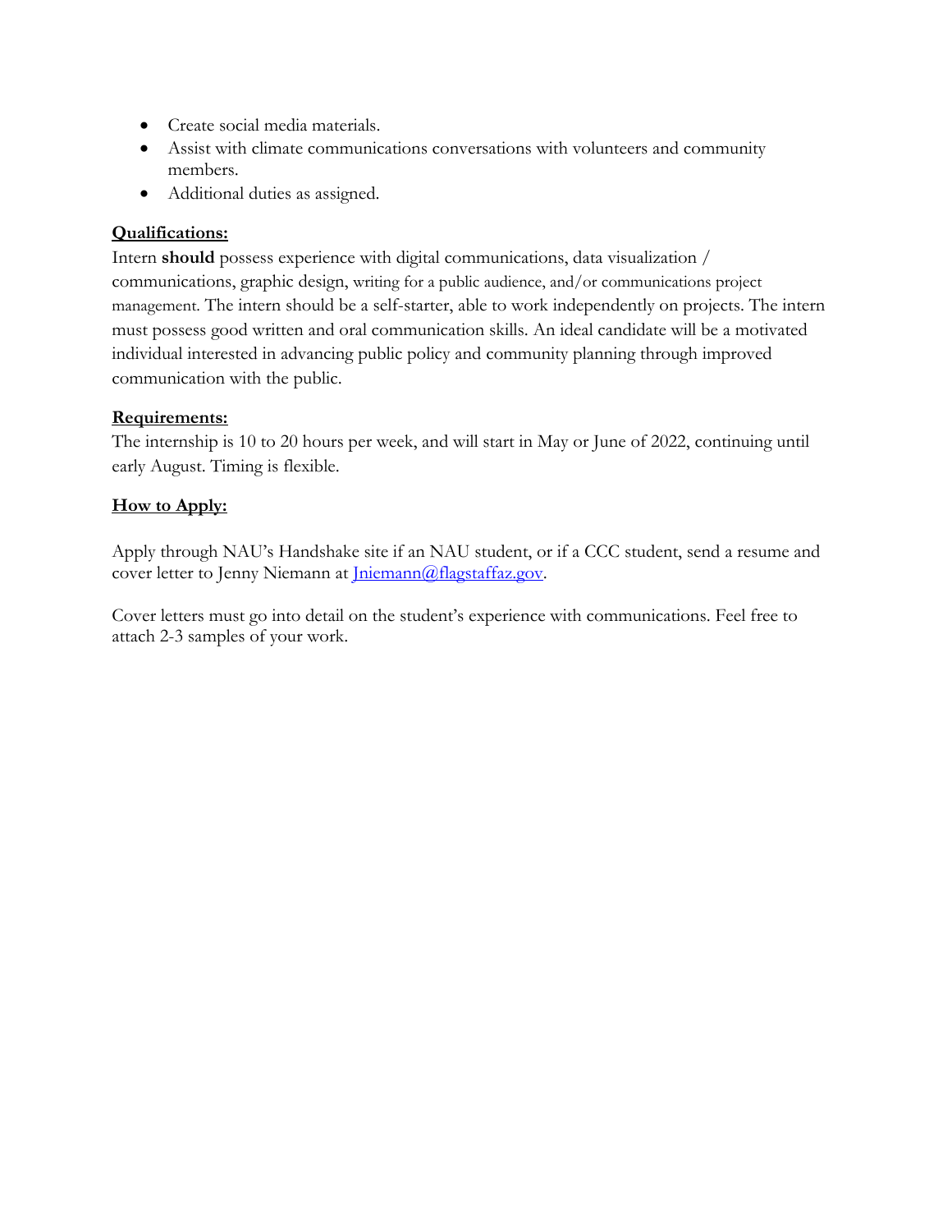- Create social media materials.
- Assist with climate communications conversations with volunteers and community members.
- Additional duties as assigned.

**Qualifications:**

Intern **should** possess experience with digital communications, data visualization / communications, graphic design, writing for a public audience, and/or communications project management. The intern should be a self-starter, able to work independently on projects. The intern must possess good written and oral communication skills. An ideal candidate will be a motivated individual interested in advancing public policy and community planning through improved communication with the public.

**Requirements:**

The internship is 10 to 20 hours per week, and will start in May or June of 2022, continuing until early August. Timing is flexible.

**How to Apply:**

Apply through NAU's Handshake site if an NAU student, or if a CCC student, send a resume and cover letter to Jenny Niemann at Jniemann@flagstaffaz.gov.

Cover letters must go into detail on the student's experience with communications. Feel free to attach 2-3 samples of your work.